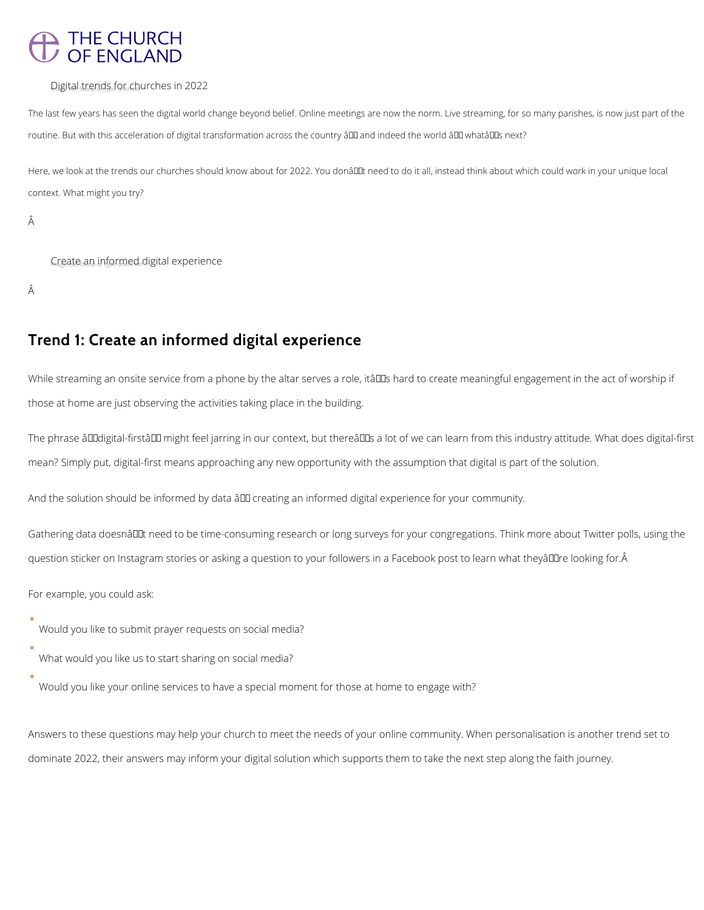# THE CHURCH OF ENGLAND

Digital trends for churches in 2022

The last few years has seen the digital world change beyond belief. Online meetings are now the norm. Live streaming, for so many parishes, is now just part of the routine. But with this acceleration of digital transformation across the country â and indeed the world â whatâs next?

Here, we look at the trends our churches should know about for 2022. You donât need to do it all, instead think about which could work in your unique local context. What might you try?

Â

Create an informed digital experience

Â

## Trend 1: Create an informed digital experience

While streaming an onsite service from a phone by the altar serves a role, itâs hard to create meaningful engagement in the act of worship if those at home are just observing the activities taking place in the building.

The phrase âdigital-firstâ might feel jarring in our context, but thereâs a lot of we can learn from this industry attitude. What does digital-first mean? Simply put, digital-first means approaching any new opportunity with the assumption that digital is part of the solution.

And the solution should be informed by data â creating an informed digital experience for your community.

Gathering data doesnât need to be time-consuming research or long surveys for your congregations. Think more about Twitter polls, using the question sticker on Instagram stories or asking a question to your followers in a Facebook post to learn what theyâre looking for.Â

For example, you could ask:

- Would you like to submit prayer requests on social media?
- What would you like us to start sharing on social media?
- Would you like your online services to have a special moment for those at home to engage with?

Answers to these questions may help your church to meet the needs of your online community. When personalisation is another trend set to dominate 2022, their answers may inform your digital solution which supports them to take the next step along the faith journey.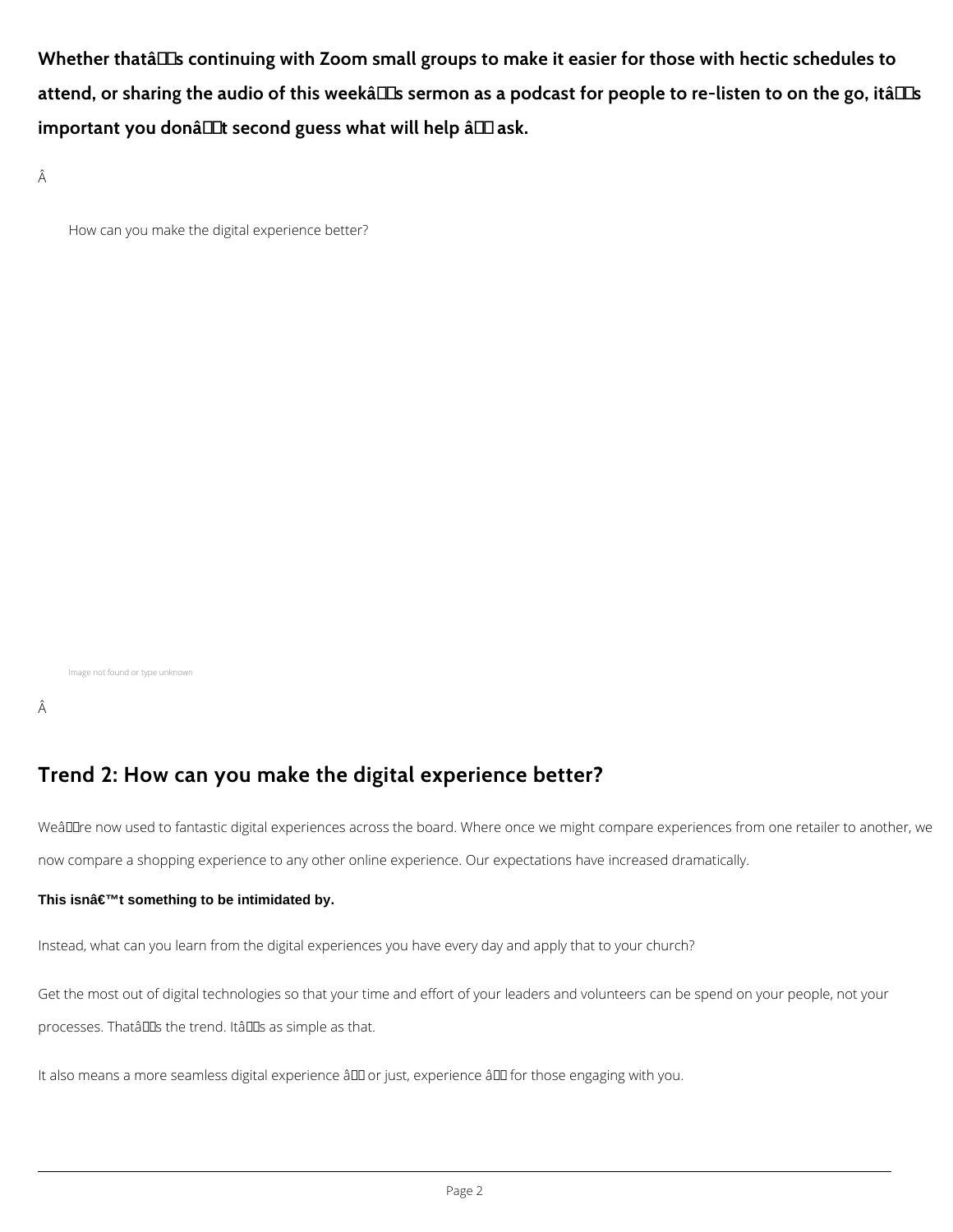**Whether that’s continuing with Zoom small groups to make it easier for those with hectic schedules to attend, or sharing the audio of this week’s sermon as a podcast for people to re-listen to on the go, it’s important you don’t second guess what will help – ask.**

How can you make the digital experience better?

Image not found or type unknown

## Trend 2: How can you make the digital experience better?

We’re now used to fantastic digital experiences across the board. Where once we might compare experiences from one retailer to another, we now compare a shopping experience to any other online experience. Our expectations have increased dramatically.

**This isn’t something to be intimidated by.**

Instead, what can you learn from the digital experiences you have every day and apply that to your church?

Get the most out of digital technologies so that your time and effort of your leaders and volunteers can be spend on your people, not your processes. That’s the trend. It’s as simple as that.

It also means a more seamless digital experience – or just, experience – for those engaging with you.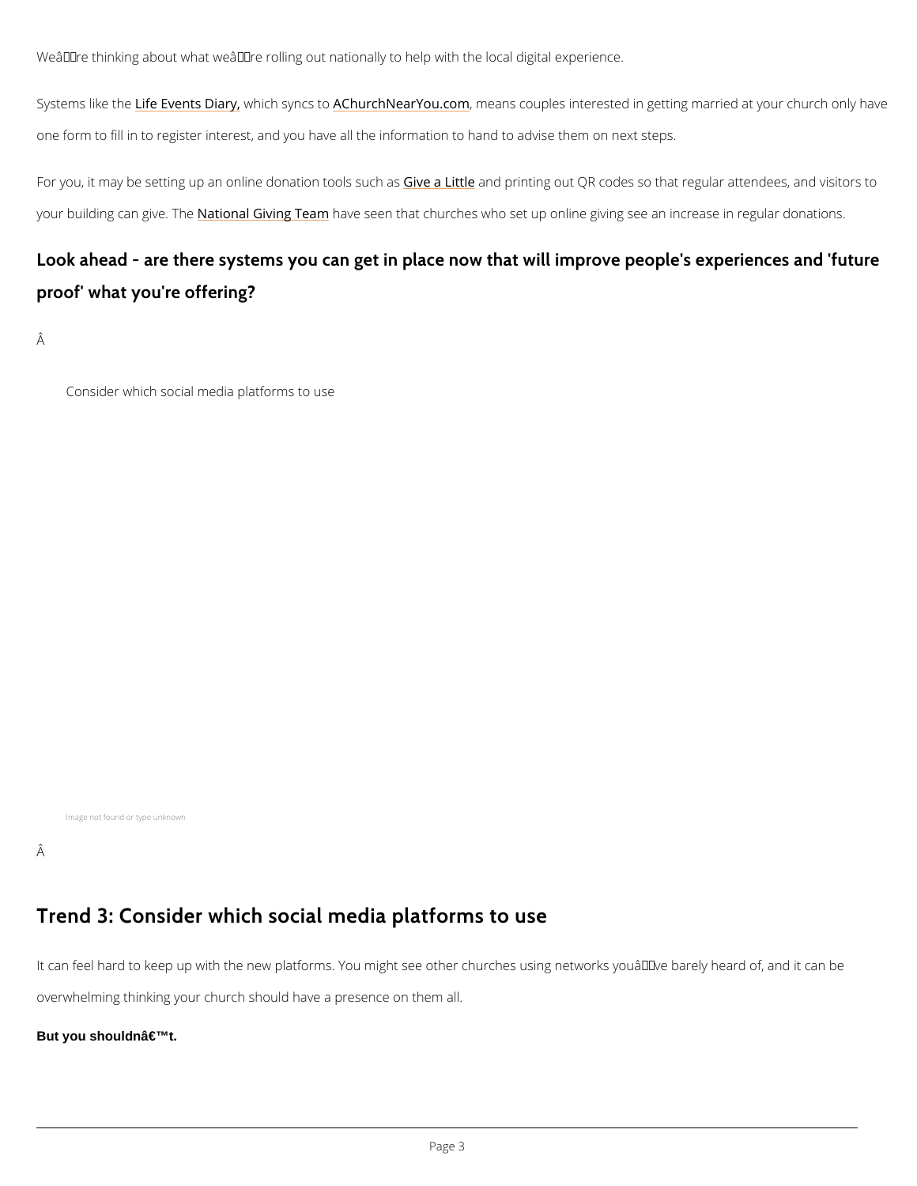Weâ€™re thinking about what weâ€™re rolling out nationally to help with the local digital experience.

Systems like the Life Events Diary, which syncs to AChurchNearYou.com, means couples interested in getting married at your church only have one form to fill in to register interest, and you have all the information to hand to advise them on next steps.

For you, it may be setting up an online donation tools such as Give a Little and printing out QR codes so that regular attendees, and visitors to your building can give. The National Giving Team have seen that churches who set up online giving see an increase in regular donations.

## Look ahead - are there systems you can get in place now that will improve people's experiences and 'future proof' what you're offering?

Â

Consider which social media platforms to use

Image not found or type unknown

Â

## Trend 3: Consider which social media platforms to use

It can feel hard to keep up with the new platforms. You might see other churches using networks youâ€™ve barely heard of, and it can be overwhelming thinking your church should have a presence on them all.

**But you shouldnâ€™t.**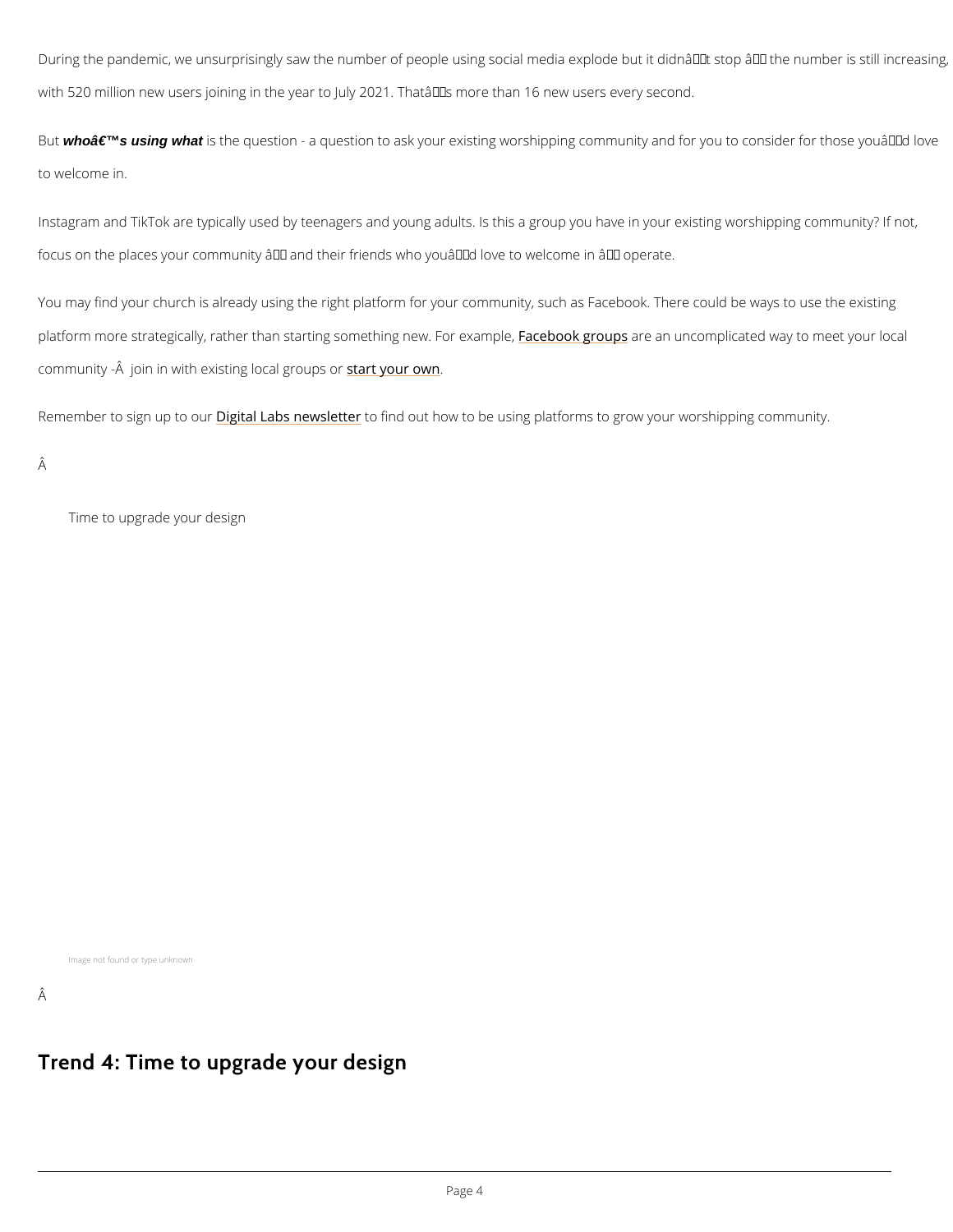During the pandemic, we unsurprisingly saw the number of people using social media explode but it didnâ€™t stop â€“ the number is still increasing, with 520 million new users joining in the year to July 2021. Thatâ€™s more than 16 new users every second.

But ***whoâ€™s using what*** is the question - a question to ask your existing worshipping community and for you to consider for those youâ€™d love to welcome in.

Instagram and TikTok are typically used by teenagers and young adults. Is this a group you have in your existing worshipping community? If not, focus on the places your community â€“ and their friends who youâ€™d love to welcome in â€“ operate.

You may find your church is already using the right platform for your community, such as Facebook. There could be ways to use the existing platform more strategically, rather than starting something new. For example, Facebook groups are an uncomplicated way to meet your local community -Â  join in with existing local groups or start your own.

Remember to sign up to our Digital Labs newsletter to find out how to be using platforms to grow your worshipping community.

Â

Time to upgrade your design

Image not found or type unknown

Â

## Trend 4: Time to upgrade your design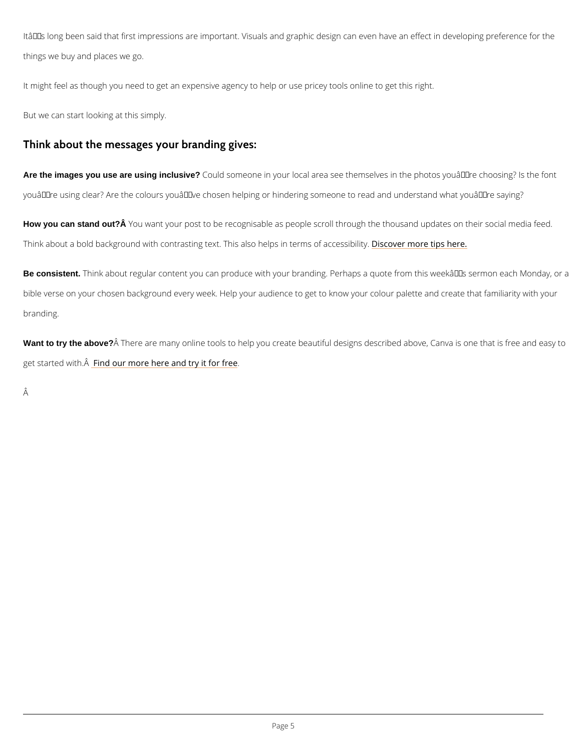Itâ€™s long been said that first impressions are important. Visuals and graphic design can even have an effect in developing preference for the things we buy and places we go.

It might feel as though you need to get an expensive agency to help or use pricey tools online to get this right.

But we can start looking at this simply.

## Think about the messages your branding gives:

**Are the images you use are using inclusive?** Could someone in your local area see themselves in the photos youâ€™re choosing? Is the font youâ€™re using clear? Are the colours youâ€™ve chosen helping or hindering someone to read and understand what youâ€™re saying?

**How you can stand out?Â** You want your post to be recognisable as people scroll through the thousand updates on their social media feed. Think about a bold background with contrasting text. This also helps in terms of accessibility. Discover more tips here.

**Be consistent.** Think about regular content you can produce with your branding. Perhaps a quote from this weekâ€™s sermon each Monday, or a bible verse on your chosen background every week. Help your audience to get to know your colour palette and create that familiarity with your branding.

**Want to try the above?**Â There are many online tools to help you create beautiful designs described above, Canva is one that is free and easy to get started with.Â Find our more here and try it for free.

Â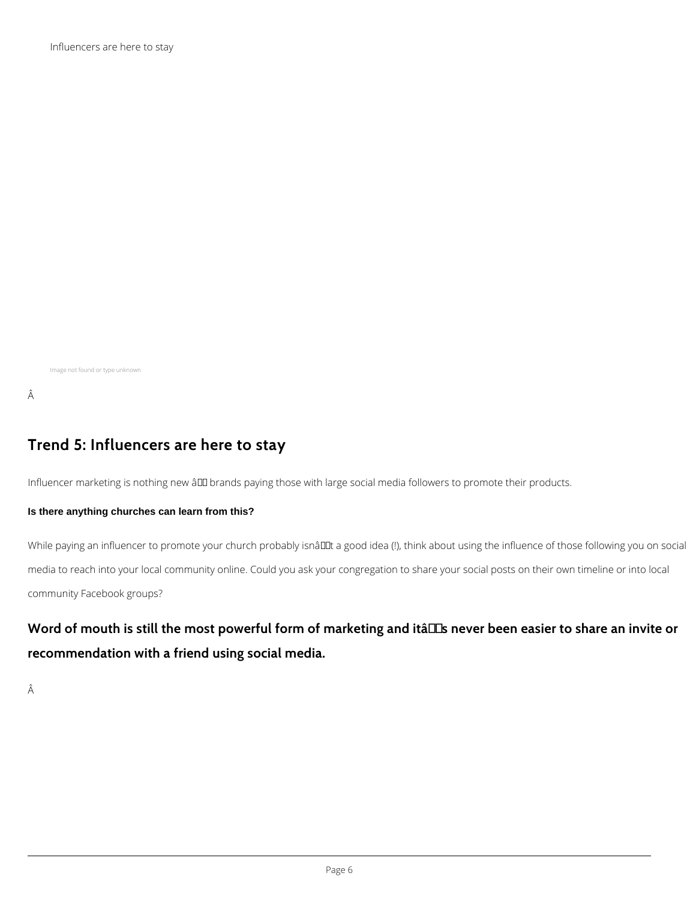Influencers are here to stay

Image not found or type unknown

## Trend 5: Influencers are here to stay

Influencer marketing is nothing new – brands paying those with large social media followers to promote their products.

**Is there anything churches can learn from this?**

While paying an influencer to promote your church probably isn't a good idea (!), think about using the influence of those following you on social media to reach into your local community online. Could you ask your congregation to share your social posts on their own timeline or into local community Facebook groups?

### Word of mouth is still the most powerful form of marketing and it's never been easier to share an invite or recommendation with a friend using social media.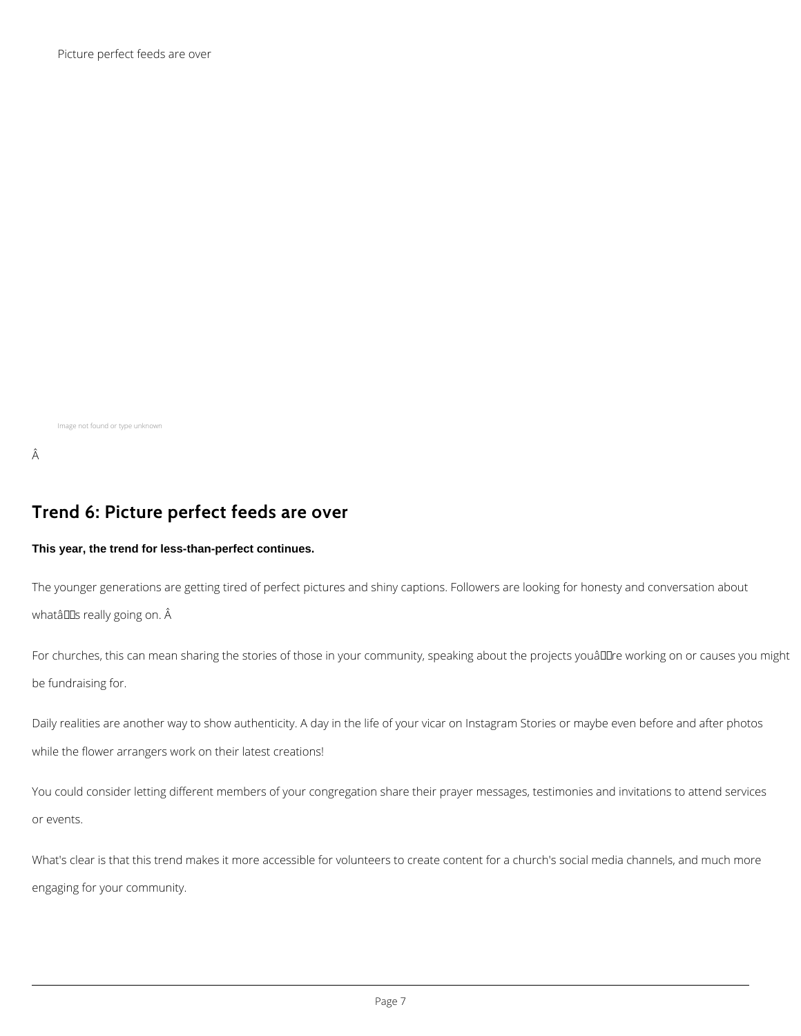Picture perfect feeds are over

Image not found or type unknown

Â

## Trend 6: Picture perfect feeds are over

**This year, the trend for less-than-perfect continues.**

The younger generations are getting tired of perfect pictures and shiny captions. Followers are looking for honesty and conversation about whatâs really going on. Â

For churches, this can mean sharing the stories of those in your community, speaking about the projects youâre working on or causes you might be fundraising for.

Daily realities are another way to show authenticity. A day in the life of your vicar on Instagram Stories or maybe even before and after photos while the flower arrangers work on their latest creations!

You could consider letting different members of your congregation share their prayer messages, testimonies and invitations to attend services or events.

What's clear is that this trend makes it more accessible for volunteers to create content for a church's social media channels, and much more engaging for your community.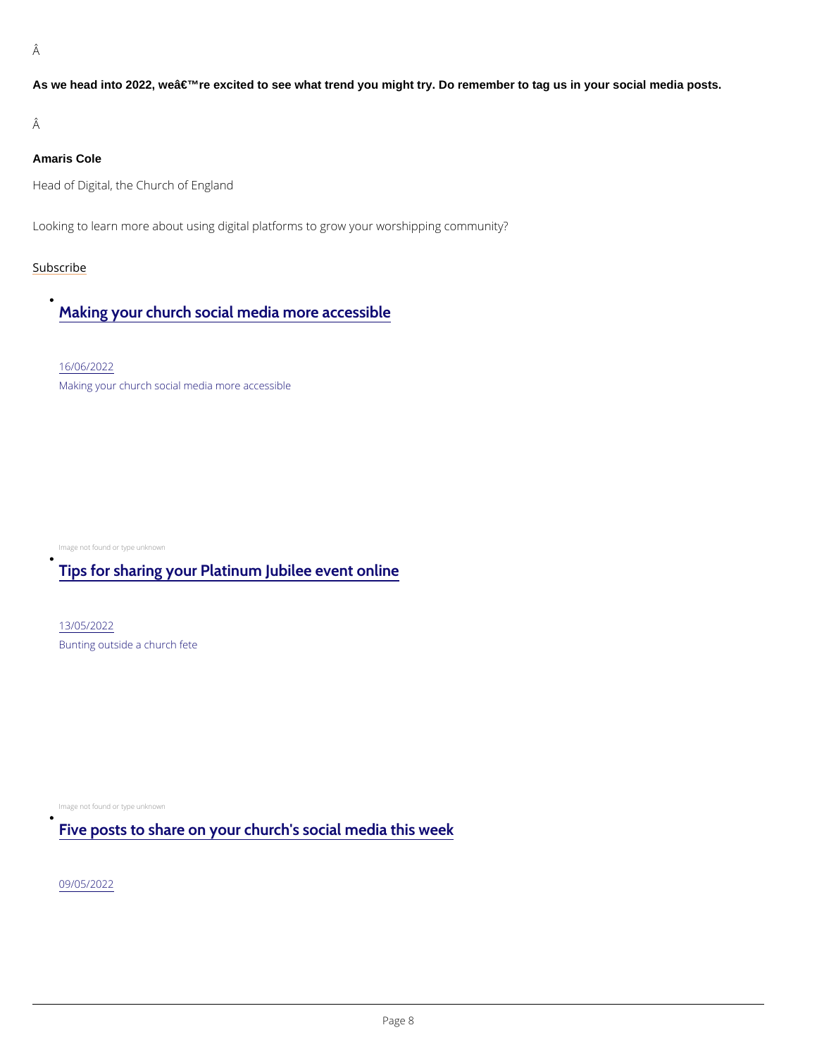Â

**As we head into 2022, weâ€™re excited to see what trend you might try. Do remember to tag us in your social media posts.**

Â

**Amaris Cole**

Head of Digital, the Church of England

Looking to learn more about using digital platforms to grow your worshipping community?

Subscribe

- Making your church social media more accessible

  16/06/2022

  Making your church social media more accessible

  Image not found or type unknown

- Tips for sharing your Platinum Jubilee event online

  13/05/2022

  Bunting outside a church fete

  Image not found or type unknown

- Five posts to share on your church's social media this week

  09/05/2022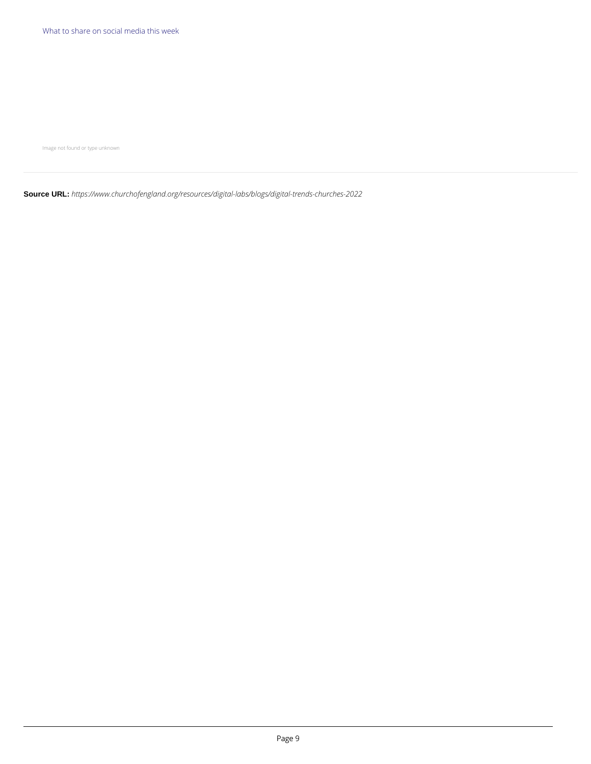What to share on social media this week

Image not found or type unknown

---

**Source URL:** *https://www.churchofengland.org/resources/digital-labs/blogs/digital-trends-churches-2022*